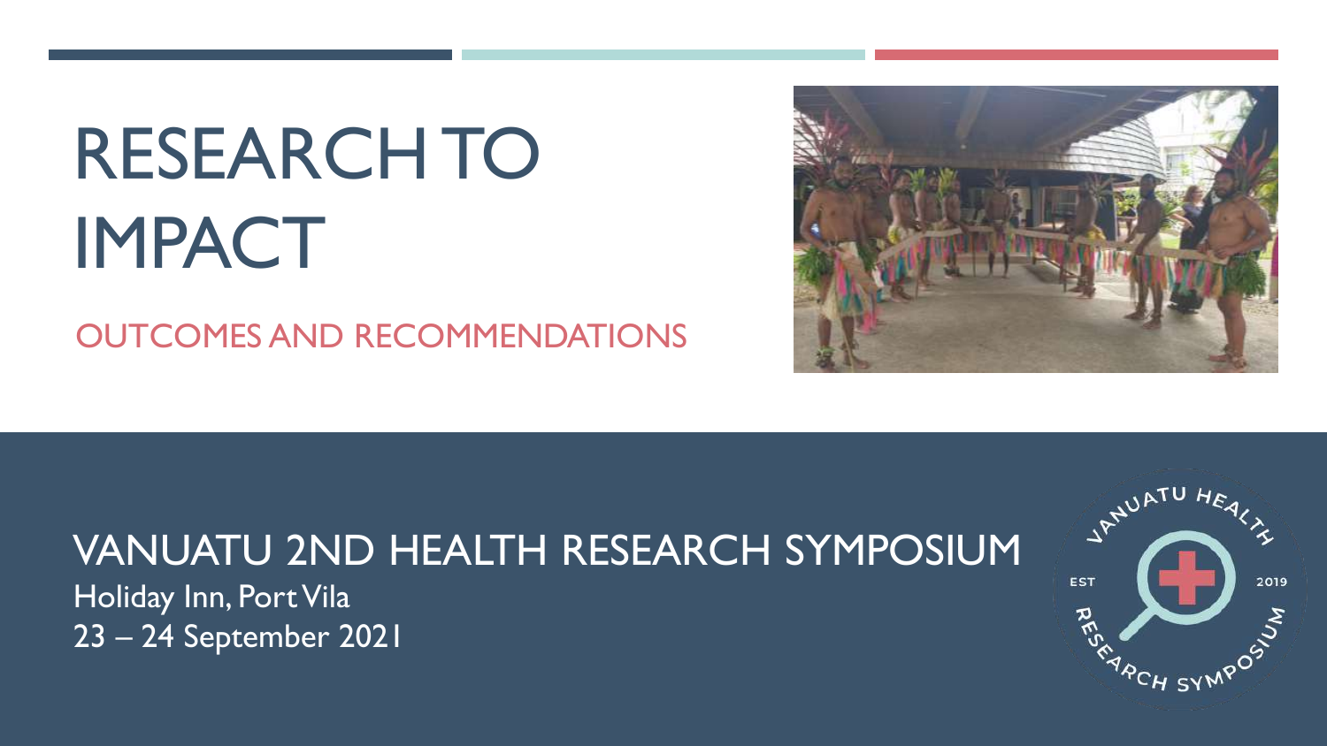# RESEARCH TO IMPACT

## OUTCOMES AND RECOMMENDATIONS

## VANUATU 2ND HEALTH RESEARCH SYMPOSIUM

Holiday Inn, Port Vila

23 – 24 September 2021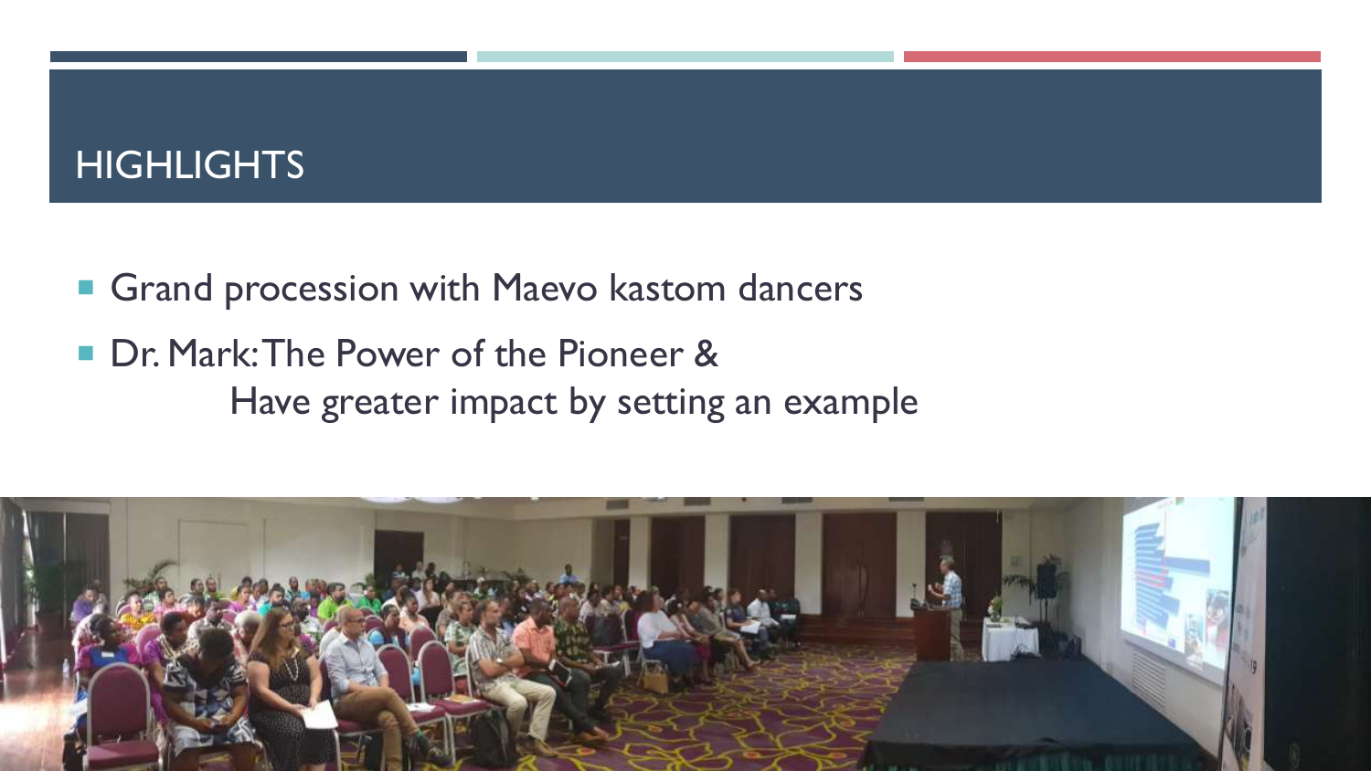# HIGHLIGHTS

- Grand procession with Maevo kastom dancers
- Dr. Mark: The Power of the Pioneer &
  Have greater impact by setting an example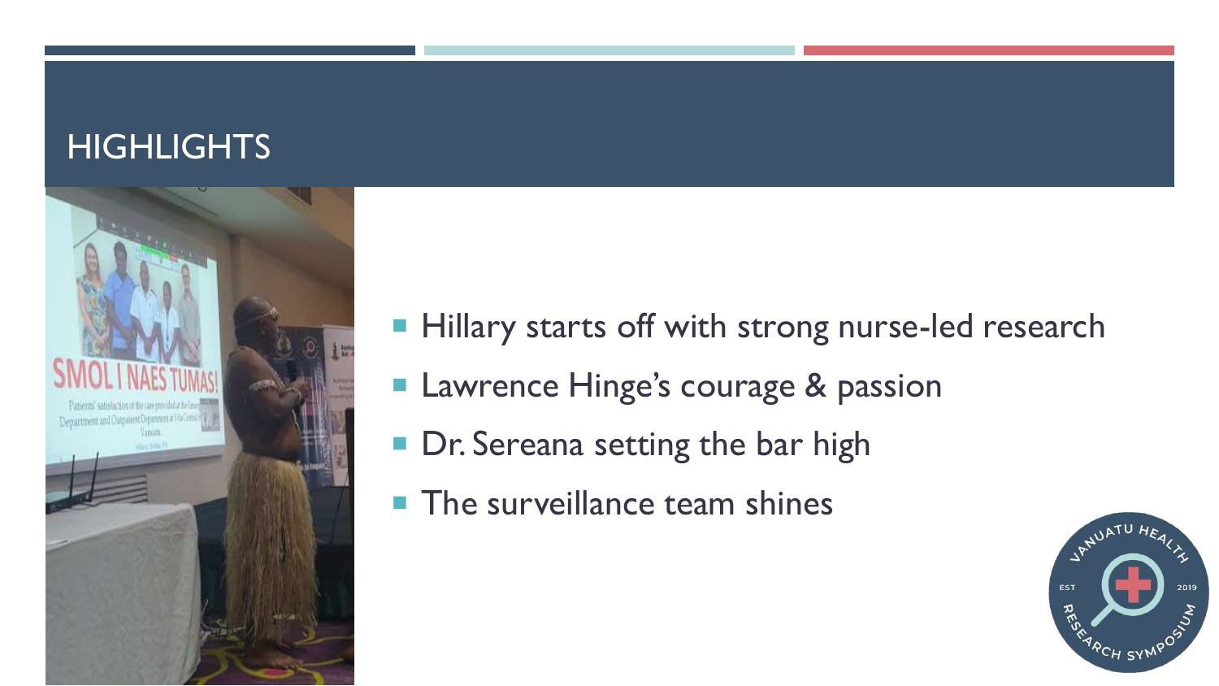# HIGHLIGHTS

- Hillary starts off with strong nurse-led research
- Lawrence Hinge's courage & passion
- Dr. Sereana setting the bar high
- The surveillance team shines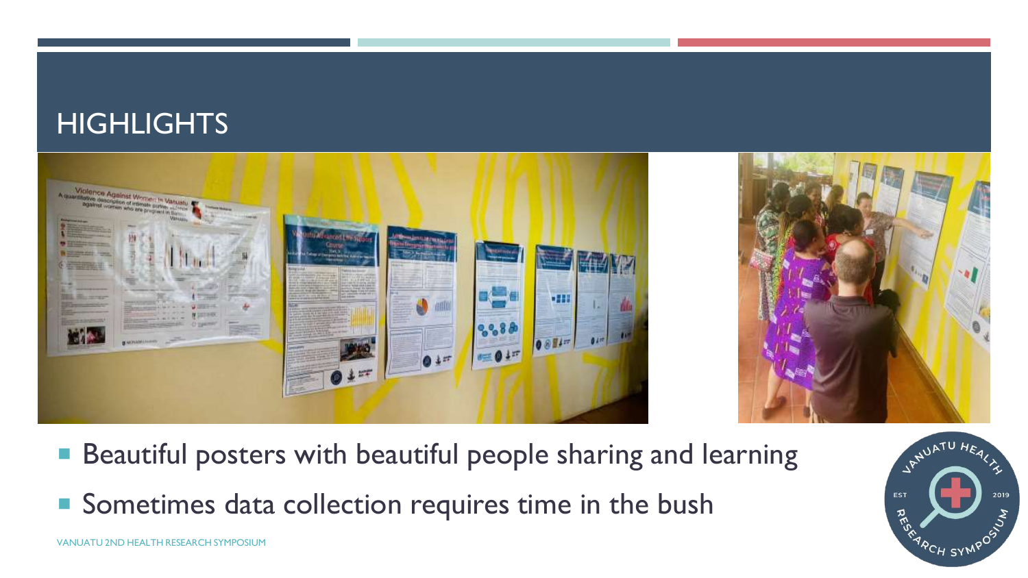# HIGHLIGHTS

- Beautiful posters with beautiful people sharing and learning
- Sometimes data collection requires time in the bush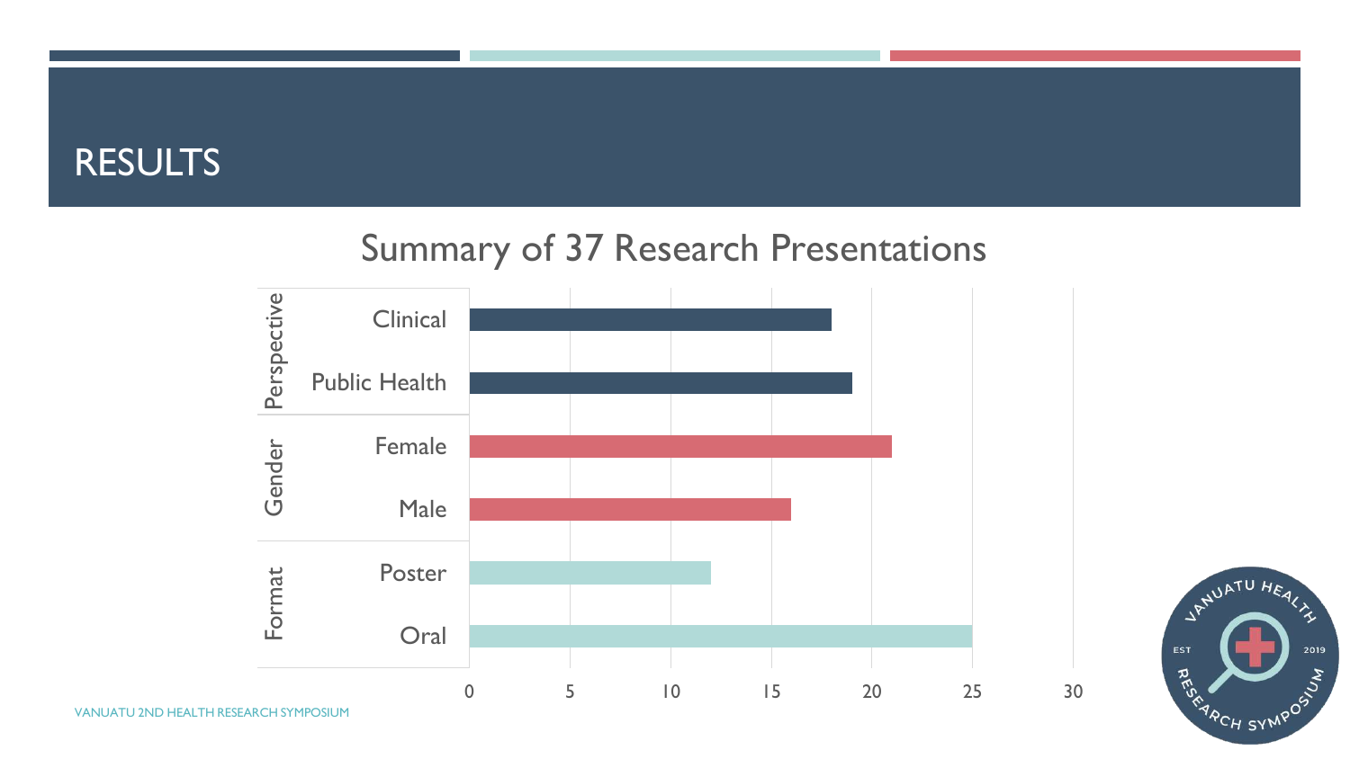# RESULTS

## Summary of 37 Research Presentations

| Category | Item | Count |
|---|---|---|
| Perspective | Clinical | 18 |
| | Public Health | 19 |
| Gender | Female | 21 |
| | Male | 16 |
| Format | Poster | 12 |
| | Oral | 25 |

VANUATU 2ND HEALTH RESEARCH SYMPOSIUM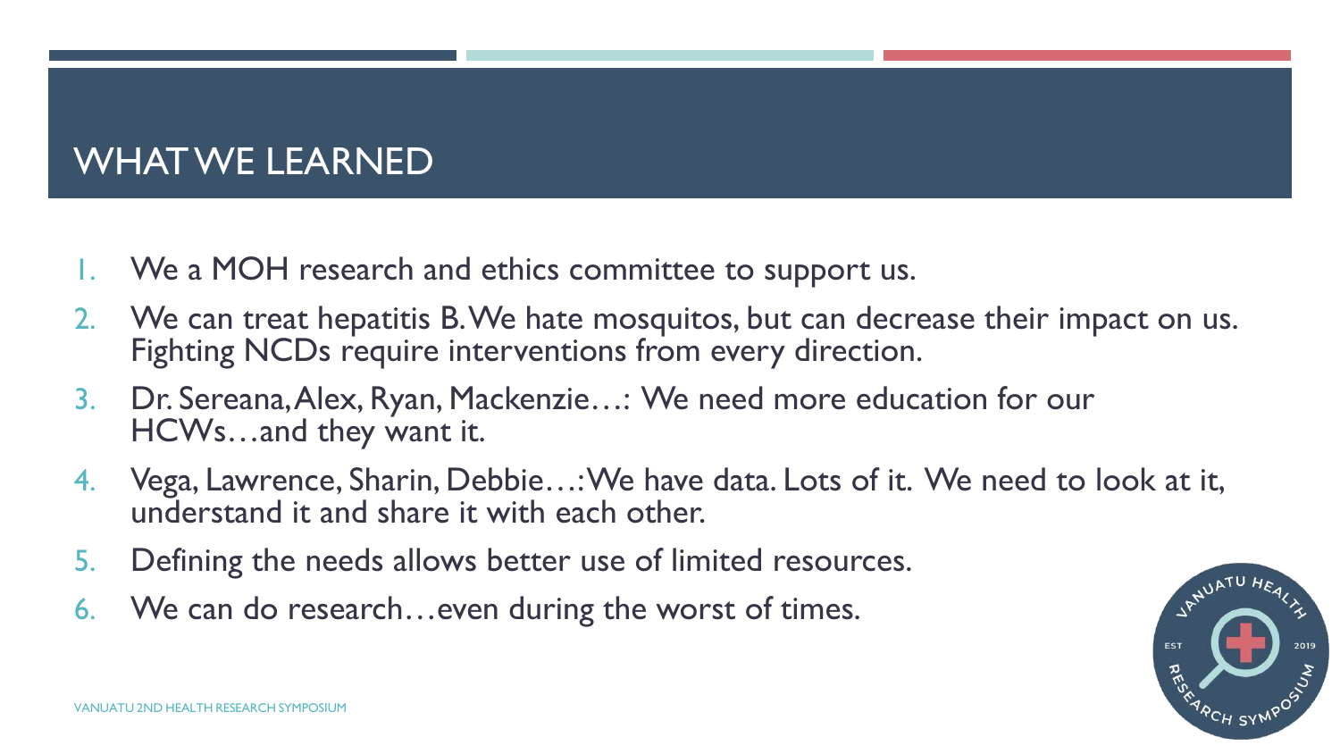# WHAT WE LEARNED

1. We a MOH research and ethics committee to support us.
2. We can treat hepatitis B. We hate mosquitos, but can decrease their impact on us. Fighting NCDs require interventions from every direction.
3. Dr. Sereana, Alex, Ryan, Mackenzie…: We need more education for our HCWs…and they want it.
4. Vega, Lawrence, Sharin, Debbie…: We have data. Lots of it. We need to look at it, understand it and share it with each other.
5. Defining the needs allows better use of limited resources.
6. We can do research…even during the worst of times.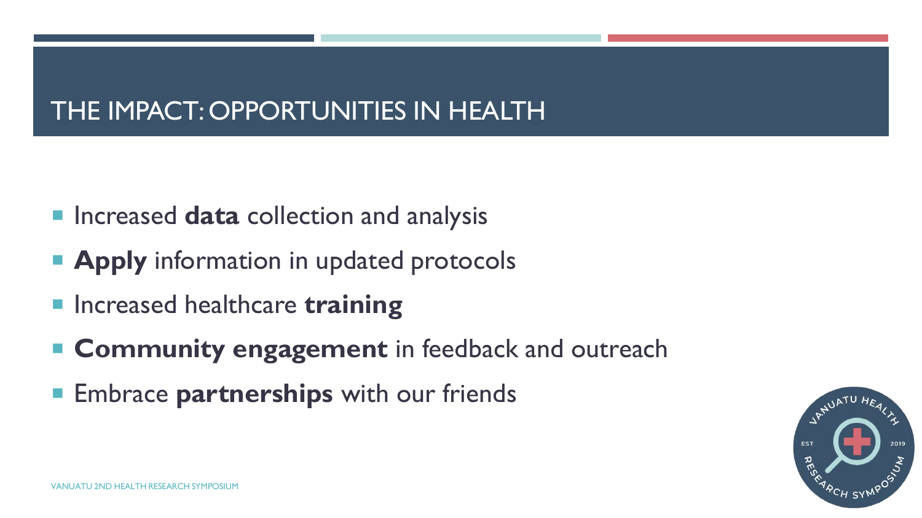# THE IMPACT: OPPORTUNITIES IN HEALTH

- Increased **data** collection and analysis
- **Apply** information in updated protocols
- Increased healthcare **training**
- **Community engagement** in feedback and outreach
- Embrace **partnerships** with our friends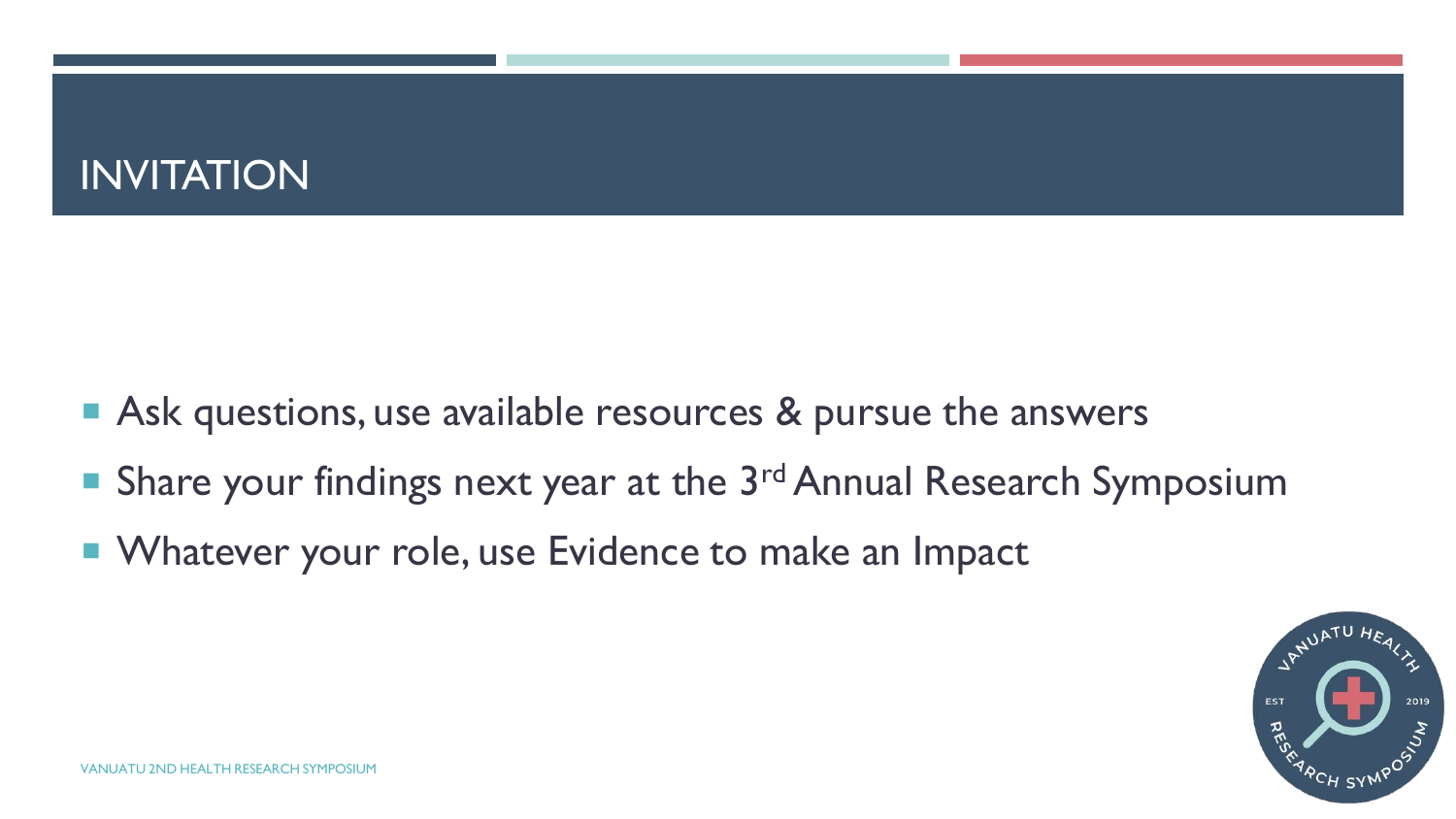# INVITATION

- Ask questions, use available resources & pursue the answers
- Share your findings next year at the 3rd Annual Research Symposium
- Whatever your role, use Evidence to make an Impact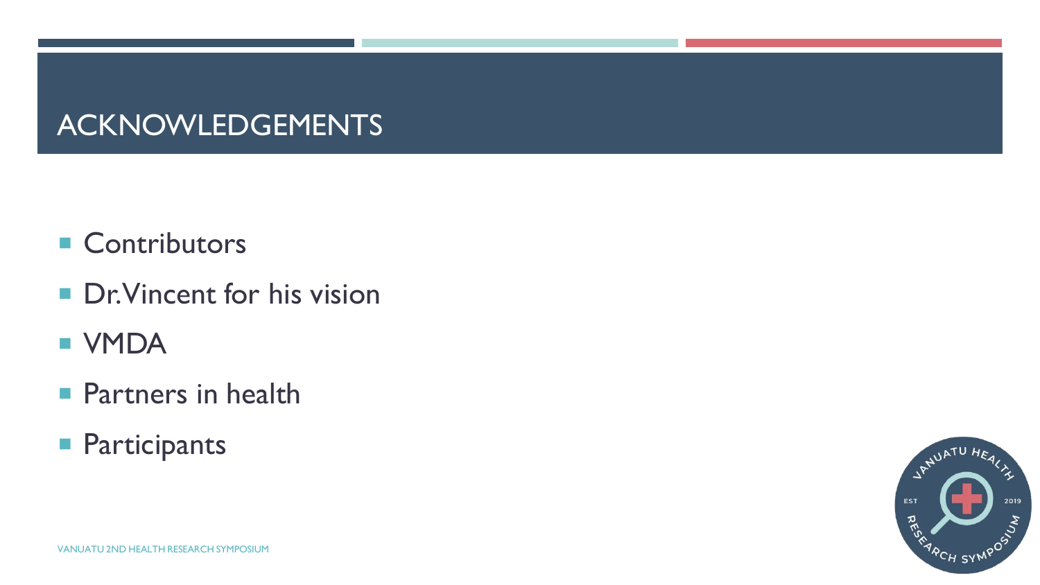# ACKNOWLEDGEMENTS

- Contributors
- Dr.Vincent for his vision
- VMDA
- Partners in health
- Participants